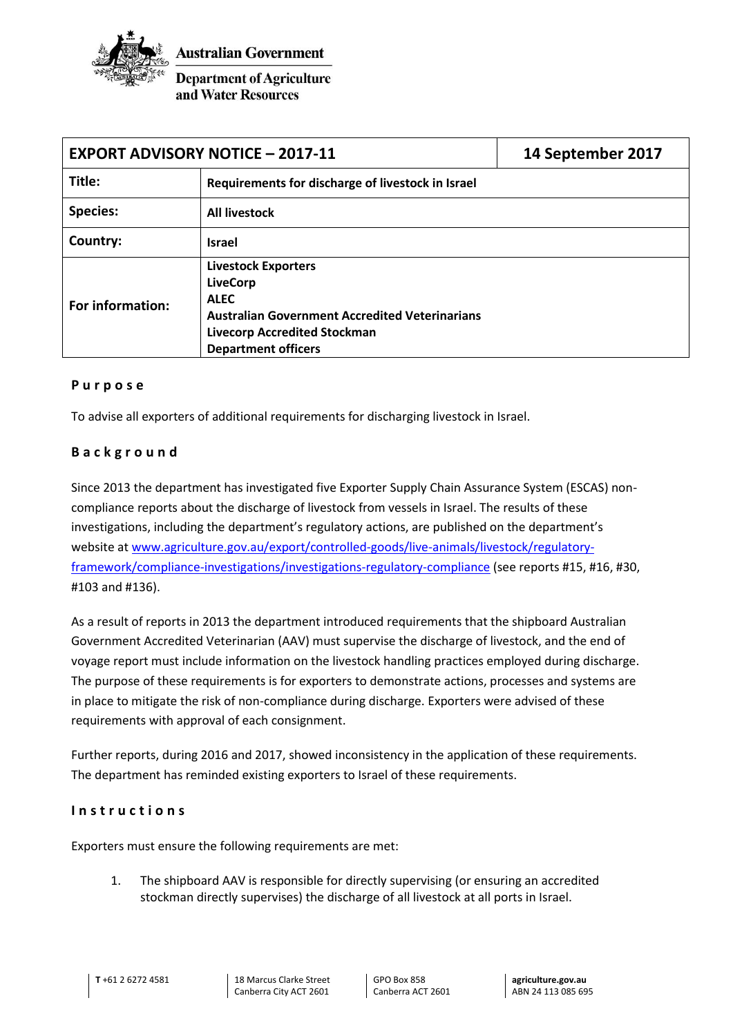**Australian Government**

**Department of Agriculture and Water Resources**

| **EXPORT ADVISORY NOTICE – 2017-11** | | **14 September 2017** |
|---|---|---|
| **Title:** | **Requirements for discharge of livestock in Israel** | |
| **Species:** | **All livestock** | |
| **Country:** | **Israel** | |
| **For information:** | **Livestock Exporters**<br>**LiveCorp**<br>**ALEC**<br>**Australian Government Accredited Veterinarians**<br>**Livecorp Accredited Stockman**<br>**Department officers** | |

## Purpose

To advise all exporters of additional requirements for discharging livestock in Israel.

## Background

Since 2013 the department has investigated five Exporter Supply Chain Assurance System (ESCAS) non-compliance reports about the discharge of livestock from vessels in Israel. The results of these investigations, including the department's regulatory actions, are published on the department's website at www.agriculture.gov.au/export/controlled-goods/live-animals/livestock/regulatory-framework/compliance-investigations/investigations-regulatory-compliance (see reports #15, #16, #30, #103 and #136).

As a result of reports in 2013 the department introduced requirements that the shipboard Australian Government Accredited Veterinarian (AAV) must supervise the discharge of livestock, and the end of voyage report must include information on the livestock handling practices employed during discharge. The purpose of these requirements is for exporters to demonstrate actions, processes and systems are in place to mitigate the risk of non-compliance during discharge. Exporters were advised of these requirements with approval of each consignment.

Further reports, during 2016 and 2017, showed inconsistency in the application of these requirements. The department has reminded existing exporters to Israel of these requirements.

## Instructions

Exporters must ensure the following requirements are met:

1. The shipboard AAV is responsible for directly supervising (or ensuring an accredited stockman directly supervises) the discharge of all livestock at all ports in Israel.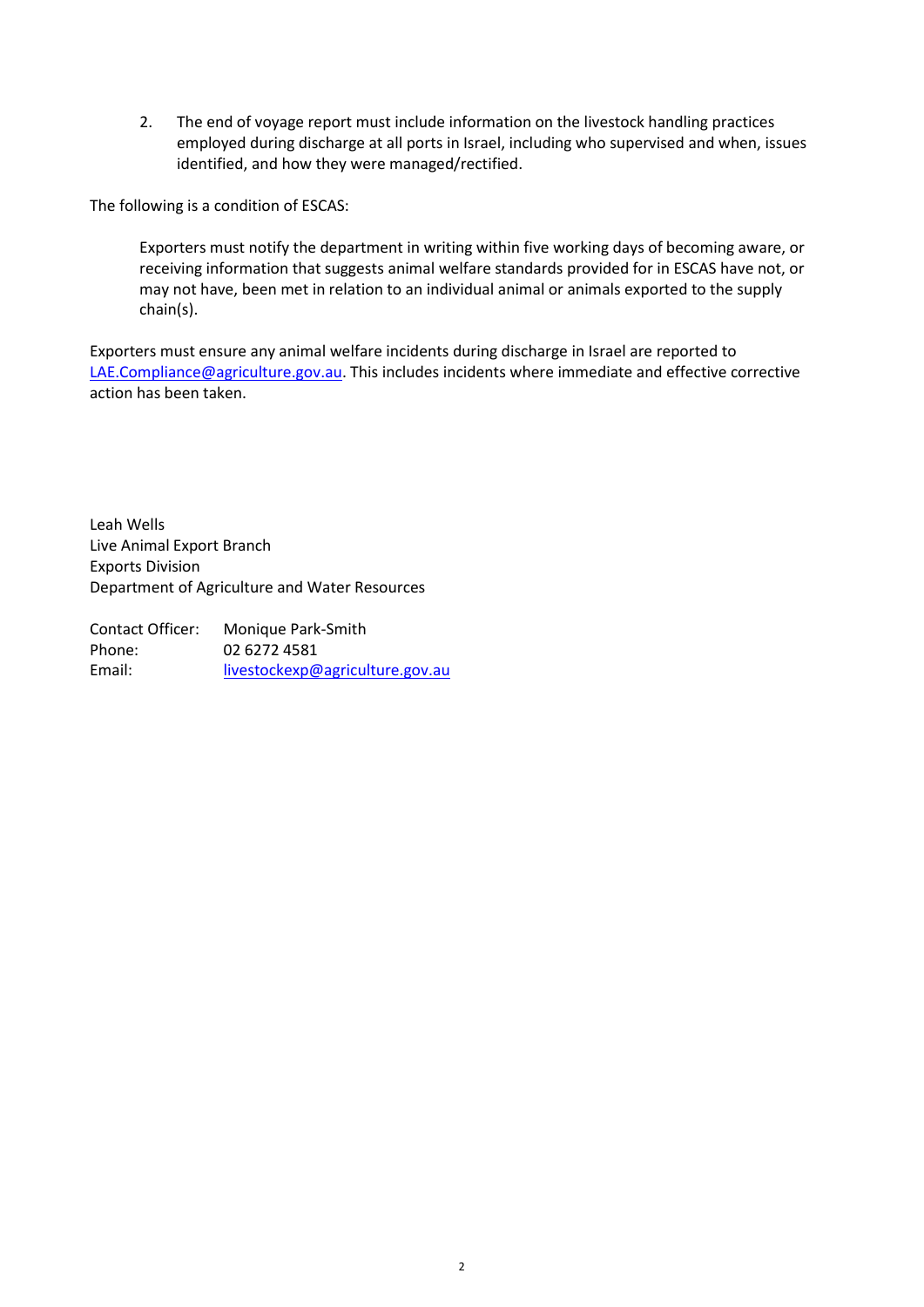2. The end of voyage report must include information on the livestock handling practices employed during discharge at all ports in Israel, including who supervised and when, issues identified, and how they were managed/rectified.

The following is a condition of ESCAS:

> Exporters must notify the department in writing within five working days of becoming aware, or receiving information that suggests animal welfare standards provided for in ESCAS have not, or may not have, been met in relation to an individual animal or animals exported to the supply chain(s).

Exporters must ensure any animal welfare incidents during discharge in Israel are reported to LAE.Compliance@agriculture.gov.au. This includes incidents where immediate and effective corrective action has been taken.

Leah Wells
Live Animal Export Branch
Exports Division
Department of Agriculture and Water Resources

| | |
|---|---|
| Contact Officer: | Monique Park-Smith |
| Phone: | 02 6272 4581 |
| Email: | livestockexp@agriculture.gov.au |